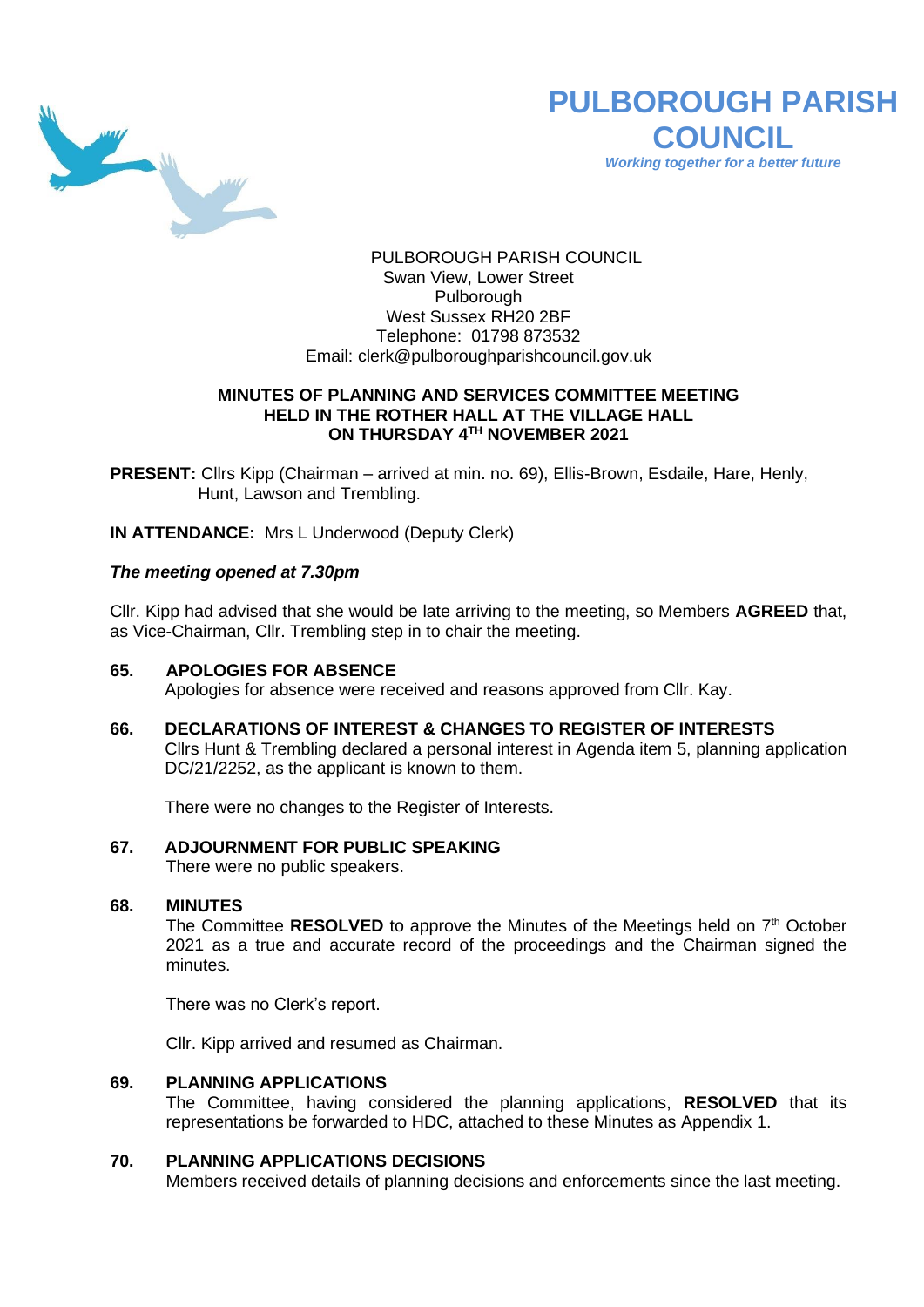# PULBOROUGH PARISH COUNCIL

*Working together for a better future*

PULBOROUGH PARISH COUNCIL
Swan View, Lower Street
Pulborough
West Sussex RH20 2BF
Telephone: 01798 873532
Email: clerk@pulboroughparishcouncil.gov.uk

## MINUTES OF PLANNING AND SERVICES COMMITTEE MEETING HELD IN THE ROTHER HALL AT THE VILLAGE HALL ON THURSDAY 4TH NOVEMBER 2021

**PRESENT:** Cllrs Kipp (Chairman – arrived at min. no. 69), Ellis-Brown, Esdaile, Hare, Henly, Hunt, Lawson and Trembling.

**IN ATTENDANCE:** Mrs L Underwood (Deputy Clerk)

***The meeting opened at 7.30pm***

Cllr. Kipp had advised that she would be late arriving to the meeting, so Members **AGREED** that, as Vice-Chairman, Cllr. Trembling step in to chair the meeting.

**65. APOLOGIES FOR ABSENCE**

Apologies for absence were received and reasons approved from Cllr. Kay.

**66. DECLARATIONS OF INTEREST & CHANGES TO REGISTER OF INTERESTS**

Cllrs Hunt & Trembling declared a personal interest in Agenda item 5, planning application DC/21/2252, as the applicant is known to them.

There were no changes to the Register of Interests.

**67. ADJOURNMENT FOR PUBLIC SPEAKING**

There were no public speakers.

**68. MINUTES**

The Committee **RESOLVED** to approve the Minutes of the Meetings held on 7th October 2021 as a true and accurate record of the proceedings and the Chairman signed the minutes.

There was no Clerk's report.

Cllr. Kipp arrived and resumed as Chairman.

**69. PLANNING APPLICATIONS**

The Committee, having considered the planning applications, **RESOLVED** that its representations be forwarded to HDC, attached to these Minutes as Appendix 1.

**70. PLANNING APPLICATIONS DECISIONS**

Members received details of planning decisions and enforcements since the last meeting.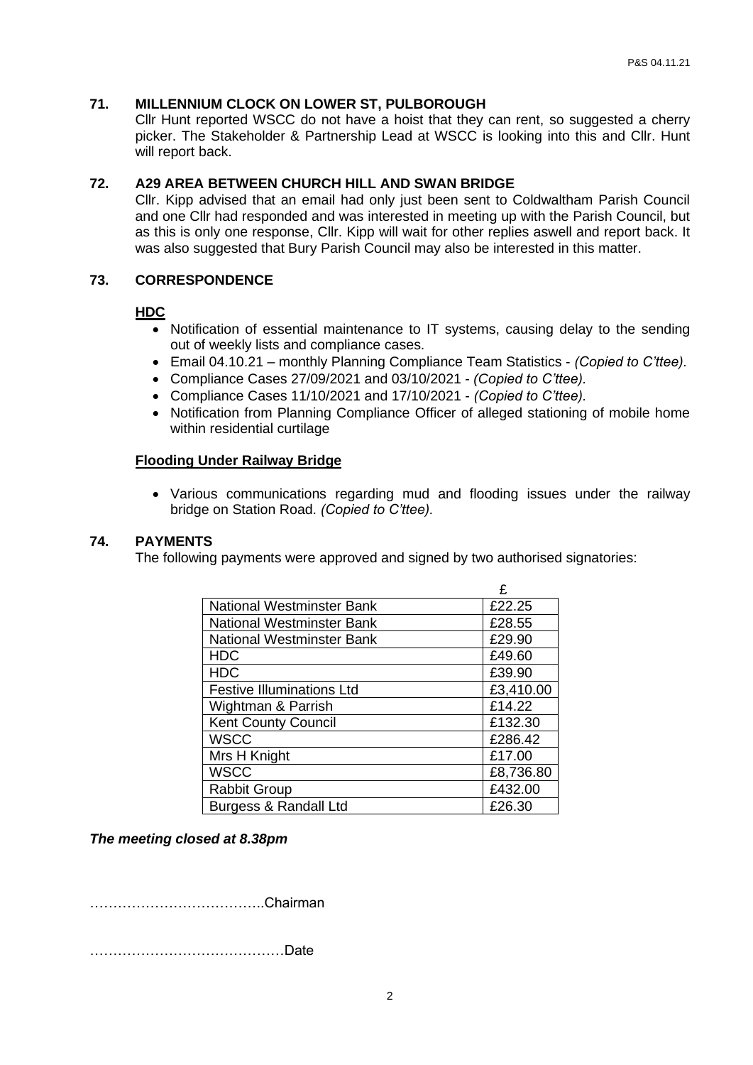## 71. MILLENNIUM CLOCK ON LOWER ST, PULBOROUGH

Cllr Hunt reported WSCC do not have a hoist that they can rent, so suggested a cherry picker. The Stakeholder & Partnership Lead at WSCC is looking into this and Cllr. Hunt will report back.

## 72. A29 AREA BETWEEN CHURCH HILL AND SWAN BRIDGE

Cllr. Kipp advised that an email had only just been sent to Coldwaltham Parish Council and one Cllr had responded and was interested in meeting up with the Parish Council, but as this is only one response, Cllr. Kipp will wait for other replies aswell and report back. It was also suggested that Bury Parish Council may also be interested in this matter.

## 73. CORRESPONDENCE

**HDC**

- Notification of essential maintenance to IT systems, causing delay to the sending out of weekly lists and compliance cases.
- Email 04.10.21 – monthly Planning Compliance Team Statistics - *(Copied to C'ttee).*
- Compliance Cases 27/09/2021 and 03/10/2021 - *(Copied to C'ttee).*
- Compliance Cases 11/10/2021 and 17/10/2021 - *(Copied to C'ttee).*
- Notification from Planning Compliance Officer of alleged stationing of mobile home within residential curtilage

**Flooding Under Railway Bridge**

- Various communications regarding mud and flooding issues under the railway bridge on Station Road. *(Copied to C'ttee).*

## 74. PAYMENTS

The following payments were approved and signed by two authorised signatories:

| | £ |
|---|---|
| National Westminster Bank | £22.25 |
| National Westminster Bank | £28.55 |
| National Westminster Bank | £29.90 |
| HDC | £49.60 |
| HDC | £39.90 |
| Festive Illuminations Ltd | £3,410.00 |
| Wightman & Parrish | £14.22 |
| Kent County Council | £132.30 |
| WSCC | £286.42 |
| Mrs H Knight | £17.00 |
| WSCC | £8,736.80 |
| Rabbit Group | £432.00 |
| Burgess & Randall Ltd | £26.30 |

***The meeting closed at 8.38pm***

………………………………..Chairman

……………………………………Date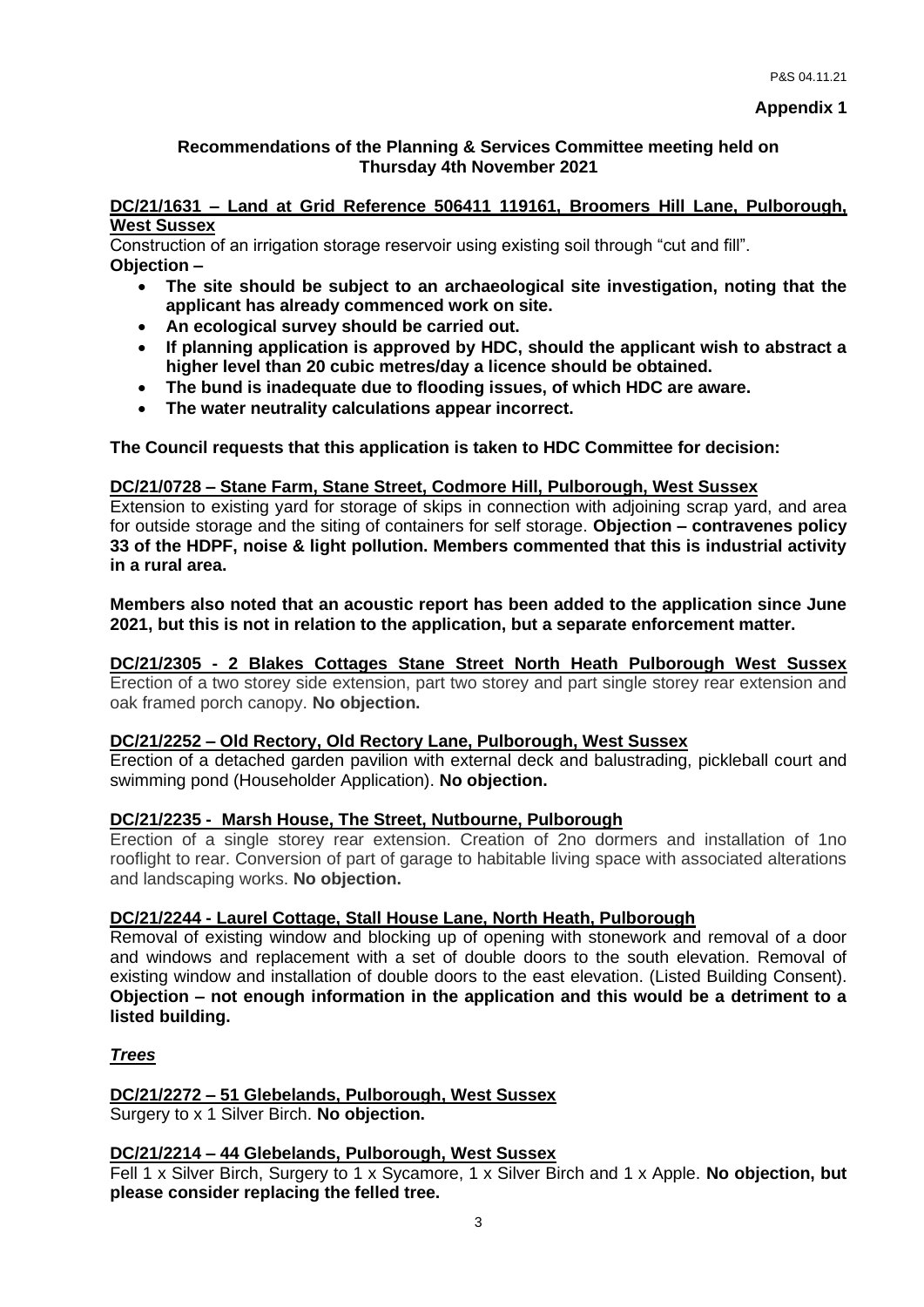**Appendix 1**

**Recommendations of the Planning & Services Committee meeting held on Thursday 4th November 2021**

**DC/21/1631 – Land at Grid Reference 506411 119161, Broomers Hill Lane, Pulborough, West Sussex**

Construction of an irrigation storage reservoir using existing soil through "cut and fill".

**Objection –**

- **The site should be subject to an archaeological site investigation, noting that the applicant has already commenced work on site.**
- **An ecological survey should be carried out.**
- **If planning application is approved by HDC, should the applicant wish to abstract a higher level than 20 cubic metres/day a licence should be obtained.**
- **The bund is inadequate due to flooding issues, of which HDC are aware.**
- **The water neutrality calculations appear incorrect.**

**The Council requests that this application is taken to HDC Committee for decision:**

**DC/21/0728 – Stane Farm, Stane Street, Codmore Hill, Pulborough, West Sussex**

Extension to existing yard for storage of skips in connection with adjoining scrap yard, and area for outside storage and the siting of containers for self storage. **Objection – contravenes policy 33 of the HDPF, noise & light pollution. Members commented that this is industrial activity in a rural area.**

**Members also noted that an acoustic report has been added to the application since June 2021, but this is not in relation to the application, but a separate enforcement matter.**

**DC/21/2305 - 2 Blakes Cottages Stane Street North Heath Pulborough West Sussex**

Erection of a two storey side extension, part two storey and part single storey rear extension and oak framed porch canopy. **No objection.**

**DC/21/2252 – Old Rectory, Old Rectory Lane, Pulborough, West Sussex**

Erection of a detached garden pavilion with external deck and balustrading, pickleball court and swimming pond (Householder Application). **No objection.**

**DC/21/2235 - Marsh House, The Street, Nutbourne, Pulborough**

Erection of a single storey rear extension. Creation of 2no dormers and installation of 1no rooflight to rear. Conversion of part of garage to habitable living space with associated alterations and landscaping works. **No objection.**

**DC/21/2244 - Laurel Cottage, Stall House Lane, North Heath, Pulborough**

Removal of existing window and blocking up of opening with stonework and removal of a door and windows and replacement with a set of double doors to the south elevation. Removal of existing window and installation of double doors to the east elevation. (Listed Building Consent). **Objection – not enough information in the application and this would be a detriment to a listed building.**

***Trees***

**DC/21/2272 – 51 Glebelands, Pulborough, West Sussex**

Surgery to x 1 Silver Birch. **No objection.**

**DC/21/2214 – 44 Glebelands, Pulborough, West Sussex**

Fell 1 x Silver Birch, Surgery to 1 x Sycamore, 1 x Silver Birch and 1 x Apple. **No objection, but please consider replacing the felled tree.**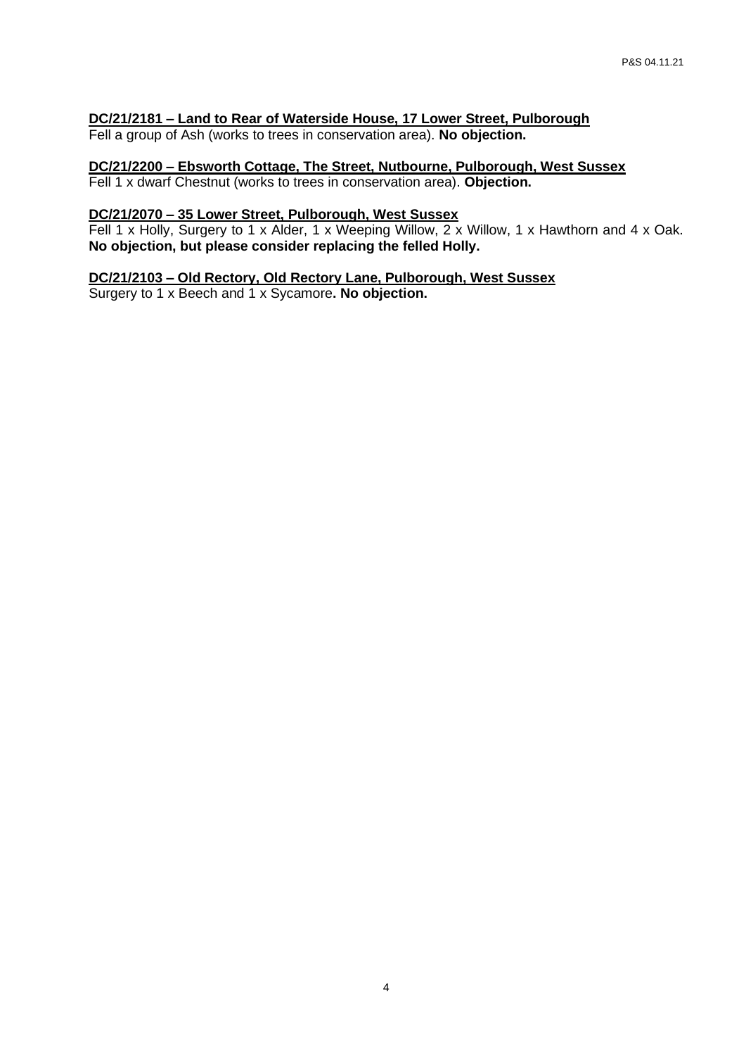**DC/21/2181 – Land to Rear of Waterside House, 17 Lower Street, Pulborough**
Fell a group of Ash (works to trees in conservation area). **No objection.**

**DC/21/2200 – Ebsworth Cottage, The Street, Nutbourne, Pulborough, West Sussex**
Fell 1 x dwarf Chestnut (works to trees in conservation area). **Objection.**

**DC/21/2070 – 35 Lower Street, Pulborough, West Sussex**
Fell 1 x Holly, Surgery to 1 x Alder, 1 x Weeping Willow, 2 x Willow, 1 x Hawthorn and 4 x Oak. **No objection, but please consider replacing the felled Holly.**

**DC/21/2103 – Old Rectory, Old Rectory Lane, Pulborough, West Sussex**
Surgery to 1 x Beech and 1 x Sycamore**. No objection.**